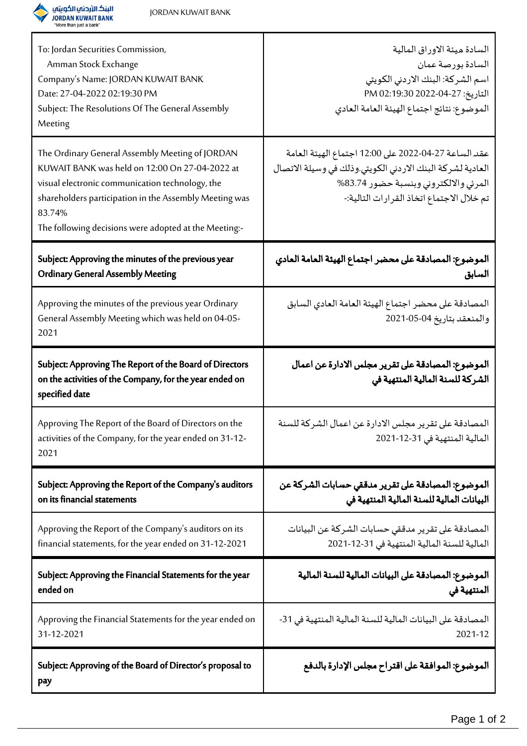JORDAN KUWAIT BANK

| To: Jordan Securities Commission,<br>Amman Stock Exchange<br>Company's Name: JORDAN KUWAIT BANK<br>Date: 27-04-2022 02:19:30 PM<br>Subject: The Resolutions Of The General Assembly Meeting | السادة هيئة الاوراق المالية<br>السادة بورصة عمان<br>اسم الشركة: البنك الاردني الكويتي<br>التاريخ: 27-04-2022 02:19:30 PM<br>الموضوع: نتائج اجتماع الهيئة العامة العادي |
|---|---|
| The Ordinary General Assembly Meeting of JORDAN KUWAIT BANK was held on 12:00 On 27-04-2022 at visual electronic communication technology, the shareholders participation in the Assembly Meeting was 83.74%<br>The following decisions were adopted at the Meeting:- | عقد الساعة 12:00 على 27-04-2022 اجتماع الهيئة العامة العادية لشركة البنك الاردني الكويتي.وذلك في وسيلة الاتصال المرئي والالكتروني وبنسبة حضور 83.74%<br>تم خلال الاجتماع اتخاذ القرارات التالية:- |
| **Subject: Approving the minutes of the previous year Ordinary General Assembly Meeting** | **الموضوع: المصادقة على محضر اجتماع الهيئة العامة العادي السابق** |
| Approving the minutes of the previous year Ordinary General Assembly Meeting which was held on 04-05-2021 | المصادقة على محضر اجتماع الهيئة العامة العادي السابق والمنعقد بتاريخ 04-05-2021 |
| **Subject: Approving The Report of the Board of Directors on the activities of the Company, for the year ended on specified date** | **الموضوع: المصادقة على تقرير مجلس الادارة عن اعمال الشركة للسنة المالية المنتهية في** |
| Approving The Report of the Board of Directors on the activities of the Company, for the year ended on 31-12-2021 | المصادقة على تقرير مجلس الادارة عن اعمال الشركة للسنة المالية المنتهية في 31-12-2021 |
| **Subject: Approving the Report of the Company's auditors on its financial statements** | **الموضوع: المصادقة على تقرير مدققي حسابات الشركة عن البيانات المالية للسنة المالية المنتهية في** |
| Approving the Report of the Company's auditors on its financial statements, for the year ended on 31-12-2021 | المصادقة على تقرير مدققي حسابات الشركة عن البيانات المالية للسنة المالية المنتهية في 31-12-2021 |
| **Subject: Approving the Financial Statements for the year ended on** | **الموضوع: المصادقة على البيانات المالية للسنة المالية المنتهية في** |
| Approving the Financial Statements for the year ended on 31-12-2021 | المصادقة على البيانات المالية للسنة المالية المنتهية في 31-12-2021 |
| **Subject: Approving of the Board of Director's proposal to pay** | **الموضوع: الموافقة على اقتراح مجلس الإدارة بالدفع** |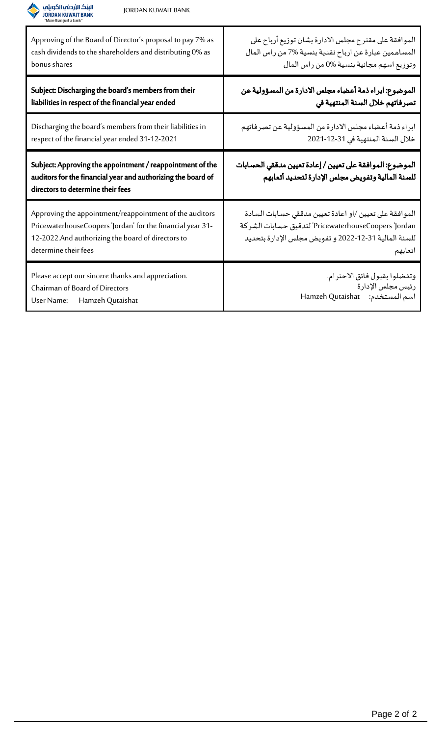| | |
|---|---|
| Approving of the Board of Director's proposal to pay 7% as cash dividends to the shareholders and distributing 0% as bonus shares | الموافقة على مقترح مجلس الادارة بشان توزيع أرباح على المساهمين عبارة عن ارباح نقدية بنسبة 7% من راس المال وتوزيع اسهم مجانية بنسبة 0% من راس المال |
| **Subject: Discharging the board's members from their liabilities in respect of the financial year ended** | **الموضوع: ابراء ذمة أعضاء مجلس الادارة من المسؤولية عن تصرفاتهم خلال السنة المنتهية في** |
| Discharging the board's members from their liabilities in respect of the financial year ended 31-12-2021 | ابراء ذمة أعضاء مجلس الادارة من المسؤولية عن تصرفاتهم خلال السنة المنتهية في 31-12-2021 |
| **Subject: Approving the appointment / reappointment of the auditors for the financial year and authorizing the board of directors to determine their fees** | **الموضوع: الموافقة على تعيين / إعادة تعيين مدققي الحسابات للسنة المالية وتفويض مجلس الإدارة لتحديد أتعابهم** |
| Approving the appointment/reappointment of the auditors PricewaterhouseCoopers 'Jordan' for the financial year 31-12-2022.And authorizing the board of directors to determine their fees | الموافقة على تعيين /او اعادة تعيين مدققي حسابات السادة PricewaterhouseCoopers 'Jordan' لتدقيق حسابات الشركة للسنة المالية 31-12-2022 و تفويض مجلس الإدارة بتحديد اتعابهم |
| Please accept our sincere thanks and appreciation.<br>Chairman of Board of Directors<br>User Name: Hamzeh Qutaishat | وتفضلوا بقبول فائق الاحترام.<br>رئيس مجلس الإدارة<br>اسم المستخدم: Hamzeh Qutaishat |